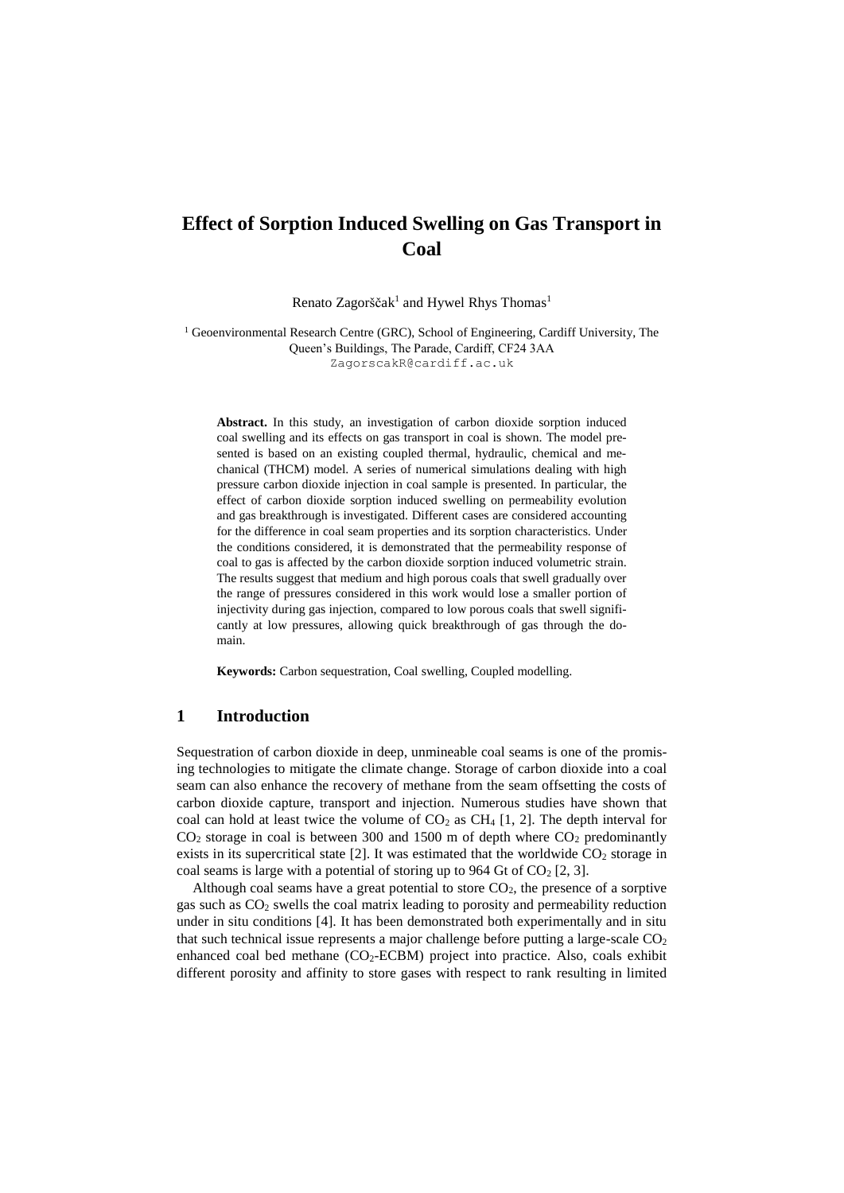# Effect of Sorption Induced Swelling on Gas Transport in Coal

Renato Zagorščak[1] and Hywel Rhys Thomas[1]

[1] Geoenvironmental Research Centre (GRC), School of Engineering, Cardiff University, The Queen's Buildings, The Parade, Cardiff, CF24 3AA
ZagorscakR@cardiff.ac.uk

**Abstract.** In this study, an investigation of carbon dioxide sorption induced coal swelling and its effects on gas transport in coal is shown. The model presented is based on an existing coupled thermal, hydraulic, chemical and mechanical (THCM) model. A series of numerical simulations dealing with high pressure carbon dioxide injection in coal sample is presented. In particular, the effect of carbon dioxide sorption induced swelling on permeability evolution and gas breakthrough is investigated. Different cases are considered accounting for the difference in coal seam properties and its sorption characteristics. Under the conditions considered, it is demonstrated that the permeability response of coal to gas is affected by the carbon dioxide sorption induced volumetric strain. The results suggest that medium and high porous coals that swell gradually over the range of pressures considered in this work would lose a smaller portion of injectivity during gas injection, compared to low porous coals that swell significantly at low pressures, allowing quick breakthrough of gas through the domain.

**Keywords:** Carbon sequestration, Coal swelling, Coupled modelling.

## 1 Introduction

Sequestration of carbon dioxide in deep, unmineable coal seams is one of the promising technologies to mitigate the climate change. Storage of carbon dioxide into a coal seam can also enhance the recovery of methane from the seam offsetting the costs of carbon dioxide capture, transport and injection. Numerous studies have shown that coal can hold at least twice the volume of $CO_2$ as $CH_4$ [1, 2]. The depth interval for $CO_2$ storage in coal is between 300 and 1500 m of depth where $CO_2$ predominantly exists in its supercritical state [2]. It was estimated that the worldwide $CO_2$ storage in coal seams is large with a potential of storing up to 964 Gt of $CO_2$ [2, 3].

Although coal seams have a great potential to store $CO_2$, the presence of a sorptive gas such as $CO_2$ swells the coal matrix leading to porosity and permeability reduction under in situ conditions [4]. It has been demonstrated both experimentally and in situ that such technical issue represents a major challenge before putting a large-scale $CO_2$ enhanced coal bed methane ($CO_2$-ECBM) project into practice. Also, coals exhibit different porosity and affinity to store gases with respect to rank resulting in limited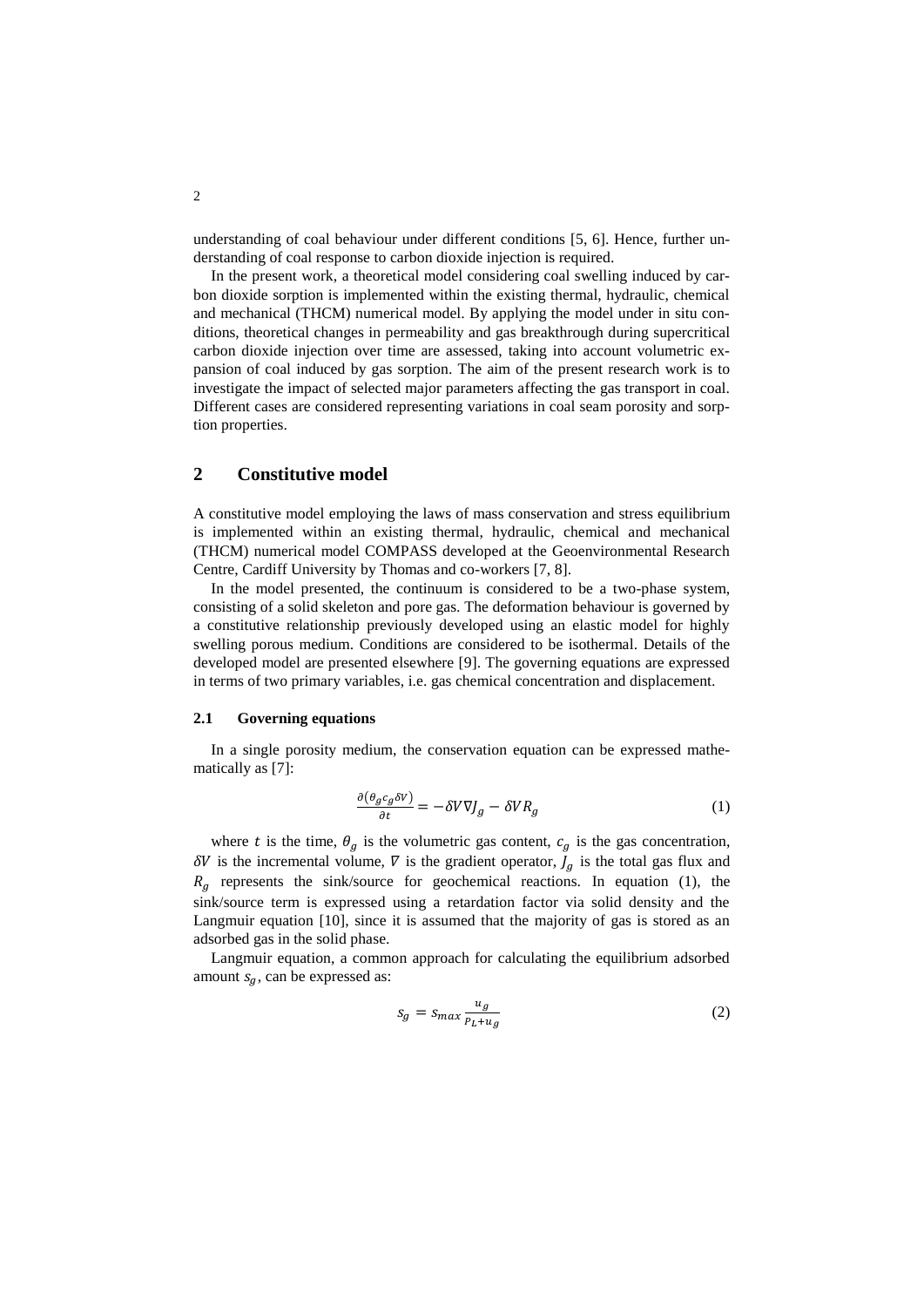understanding of coal behaviour under different conditions [5, 6]. Hence, further understanding of coal response to carbon dioxide injection is required.

In the present work, a theoretical model considering coal swelling induced by carbon dioxide sorption is implemented within the existing thermal, hydraulic, chemical and mechanical (THCM) numerical model. By applying the model under in situ conditions, theoretical changes in permeability and gas breakthrough during supercritical carbon dioxide injection over time are assessed, taking into account volumetric expansion of coal induced by gas sorption. The aim of the present research work is to investigate the impact of selected major parameters affecting the gas transport in coal. Different cases are considered representing variations in coal seam porosity and sorption properties.

## 2 Constitutive model

A constitutive model employing the laws of mass conservation and stress equilibrium is implemented within an existing thermal, hydraulic, chemical and mechanical (THCM) numerical model COMPASS developed at the Geoenvironmental Research Centre, Cardiff University by Thomas and co-workers [7, 8].

In the model presented, the continuum is considered to be a two-phase system, consisting of a solid skeleton and pore gas. The deformation behaviour is governed by a constitutive relationship previously developed using an elastic model for highly swelling porous medium. Conditions are considered to be isothermal. Details of the developed model are presented elsewhere [9]. The governing equations are expressed in terms of two primary variables, i.e. gas chemical concentration and displacement.

### 2.1 Governing equations

In a single porosity medium, the conservation equation can be expressed mathematically as [7]:

$$\frac{\partial(\theta_g c_g \delta V)}{\partial t} = -\delta V \nabla J_g - \delta V R_g \tag{1}$$

where $t$ is the time, $\theta_g$ is the volumetric gas content, $c_g$ is the gas concentration, $\delta V$ is the incremental volume, $\nabla$ is the gradient operator, $J_g$ is the total gas flux and $R_g$ represents the sink/source for geochemical reactions. In equation (1), the sink/source term is expressed using a retardation factor via solid density and the Langmuir equation [10], since it is assumed that the majority of gas is stored as an adsorbed gas in the solid phase.

Langmuir equation, a common approach for calculating the equilibrium adsorbed amount $s_g$, can be expressed as:

$$s_g = s_{max} \frac{u_g}{P_L + u_g} \tag{2}$$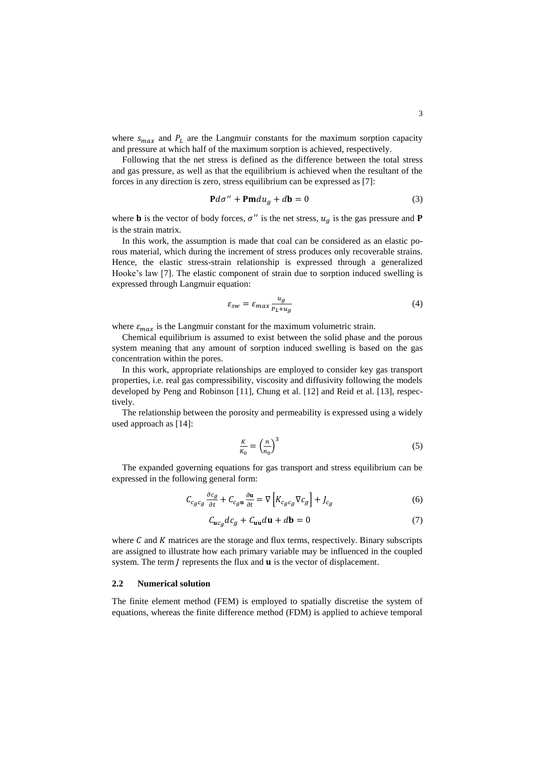where $s_{max}$ and $P_L$ are the Langmuir constants for the maximum sorption capacity and pressure at which half of the maximum sorption is achieved, respectively.

Following that the net stress is defined as the difference between the total stress and gas pressure, as well as that the equilibrium is achieved when the resultant of the forces in any direction is zero, stress equilibrium can be expressed as [7]:

$$\mathbf{P}d\sigma'' + \mathbf{Pm}du_g + d\mathbf{b} = 0 \tag{3}$$

where $\mathbf{b}$ is the vector of body forces, $\sigma''$ is the net stress, $u_g$ is the gas pressure and $\mathbf{P}$ is the strain matrix.

In this work, the assumption is made that coal can be considered as an elastic porous material, which during the increment of stress produces only recoverable strains. Hence, the elastic stress-strain relationship is expressed through a generalized Hooke's law [7]. The elastic component of strain due to sorption induced swelling is expressed through Langmuir equation:

$$\varepsilon_{sw} = \varepsilon_{max} \frac{u_g}{P_L + u_g} \tag{4}$$

where $\varepsilon_{max}$ is the Langmuir constant for the maximum volumetric strain.

Chemical equilibrium is assumed to exist between the solid phase and the porous system meaning that any amount of sorption induced swelling is based on the gas concentration within the pores.

In this work, appropriate relationships are employed to consider key gas transport properties, i.e. real gas compressibility, viscosity and diffusivity following the models developed by Peng and Robinson [11], Chung et al. [12] and Reid et al. [13], respectively.

The relationship between the porosity and permeability is expressed using a widely used approach as [14]:

$$\frac{K}{K_0} = \left(\frac{n}{n_0}\right)^3 \tag{5}$$

The expanded governing equations for gas transport and stress equilibrium can be expressed in the following general form:

$$C_{c_g c_g} \frac{\partial c_g}{\partial t} + C_{c_g \mathbf{u}} \frac{\partial \mathbf{u}}{\partial t} = \nabla \left[ K_{c_g c_g} \nabla c_g \right] + J_{c_g} \tag{6}$$

$$C_{\mathbf{u} c_g} dc_g + C_{\mathbf{uu}} d\mathbf{u} + d\mathbf{b} = 0 \tag{7}$$

where $C$ and $K$ matrices are the storage and flux terms, respectively. Binary subscripts are assigned to illustrate how each primary variable may be influenced in the coupled system. The term $J$ represents the flux and $\mathbf{u}$ is the vector of displacement.

### 2.2 Numerical solution

The finite element method (FEM) is employed to spatially discretise the system of equations, whereas the finite difference method (FDM) is applied to achieve temporal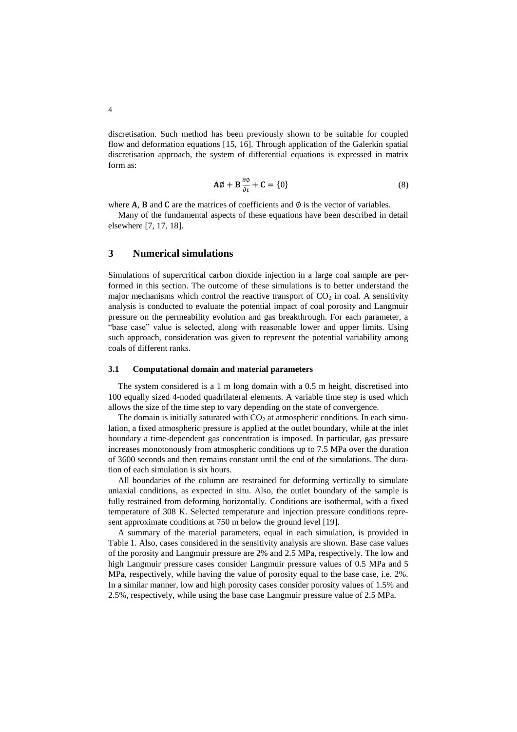discretisation. Such method has been previously shown to be suitable for coupled flow and deformation equations [15, 16]. Through application of the Galerkin spatial discretisation approach, the system of differential equations is expressed in matrix form as:

$$\mathbf{A}\emptyset + \mathbf{B}\frac{\partial \emptyset}{\partial t} + \mathbf{C} = \{0\} \tag{8}$$

where **A**, **B** and **C** are the matrices of coefficients and $\emptyset$ is the vector of variables.

Many of the fundamental aspects of these equations have been described in detail elsewhere [7, 17, 18].

## 3 Numerical simulations

Simulations of supercritical carbon dioxide injection in a large coal sample are performed in this section. The outcome of these simulations is to better understand the major mechanisms which control the reactive transport of $CO_2$ in coal. A sensitivity analysis is conducted to evaluate the potential impact of coal porosity and Langmuir pressure on the permeability evolution and gas breakthrough. For each parameter, a "base case" value is selected, along with reasonable lower and upper limits. Using such approach, consideration was given to represent the potential variability among coals of different ranks.

### 3.1 Computational domain and material parameters

The system considered is a 1 m long domain with a 0.5 m height, discretised into 100 equally sized 4-noded quadrilateral elements. A variable time step is used which allows the size of the time step to vary depending on the state of convergence.

The domain is initially saturated with $CO_2$ at atmospheric conditions. In each simulation, a fixed atmospheric pressure is applied at the outlet boundary, while at the inlet boundary a time-dependent gas concentration is imposed. In particular, gas pressure increases monotonously from atmospheric conditions up to 7.5 MPa over the duration of 3600 seconds and then remains constant until the end of the simulations. The duration of each simulation is six hours.

All boundaries of the column are restrained for deforming vertically to simulate uniaxial conditions, as expected in situ. Also, the outlet boundary of the sample is fully restrained from deforming horizontally. Conditions are isothermal, with a fixed temperature of 308 K. Selected temperature and injection pressure conditions represent approximate conditions at 750 m below the ground level [19].

A summary of the material parameters, equal in each simulation, is provided in Table 1. Also, cases considered in the sensitivity analysis are shown. Base case values of the porosity and Langmuir pressure are 2% and 2.5 MPa, respectively. The low and high Langmuir pressure cases consider Langmuir pressure values of 0.5 MPa and 5 MPa, respectively, while having the value of porosity equal to the base case, i.e. 2%. In a similar manner, low and high porosity cases consider porosity values of 1.5% and 2.5%, respectively, while using the base case Langmuir pressure value of 2.5 MPa.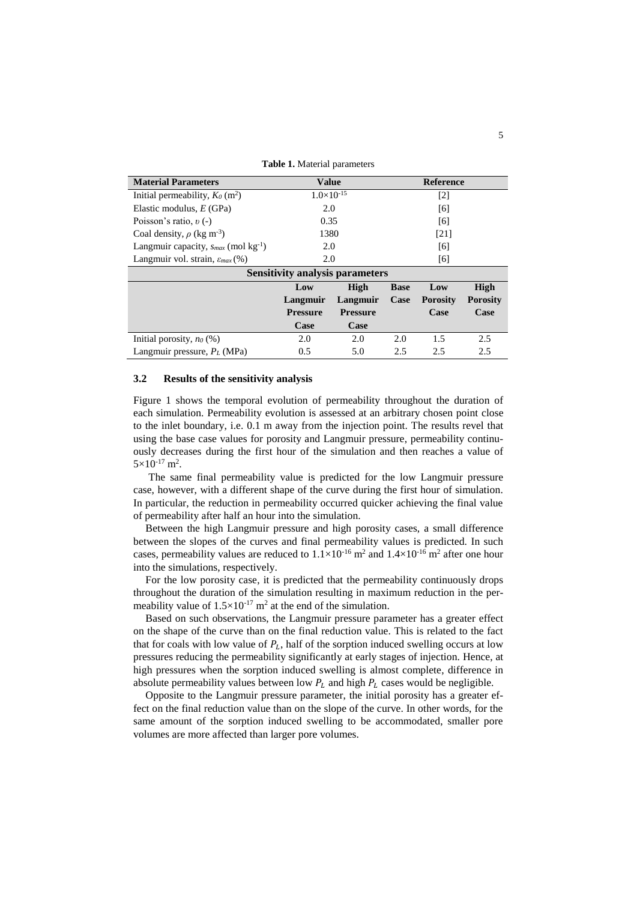**Table 1.** Material parameters

| Material Parameters | Value | | Reference | | |
|---|---|---|---|---|---|
| Initial permeability, $K_0$ ($m^2$) | $1.0\times10^{-15}$ | | [2] | | |
| Elastic modulus, $E$ (GPa) | 2.0 | | [6] | | |
| Poisson's ratio, $\upsilon$ (-) | 0.35 | | [6] | | |
| Coal density, $\rho$ (kg $m^{-3}$) | 1380 | | [21] | | |
| Langmuir capacity, $s_{max}$ (mol $kg^{-1}$) | 2.0 | | [6] | | |
| Langmuir vol. strain, $\varepsilon_{max}$ (%) | 2.0 | | [6] | | |
| **Sensitivity analysis parameters** | | | | | |
| | **Low Langmuir Pressure Case** | **High Langmuir Pressure Case** | **Base Case** | **Low Porosity Case** | **High Porosity Case** |
| Initial porosity, $n_0$ (%) | 2.0 | 2.0 | 2.0 | 1.5 | 2.5 |
| Langmuir pressure, $P_L$ (MPa) | 0.5 | 5.0 | 2.5 | 2.5 | 2.5 |

### 3.2 Results of the sensitivity analysis

Figure 1 shows the temporal evolution of permeability throughout the duration of each simulation. Permeability evolution is assessed at an arbitrary chosen point close to the inlet boundary, i.e. 0.1 m away from the injection point. The results revel that using the base case values for porosity and Langmuir pressure, permeability continuously decreases during the first hour of the simulation and then reaches a value of $5\times10^{-17}$ $m^2$.

The same final permeability value is predicted for the low Langmuir pressure case, however, with a different shape of the curve during the first hour of simulation. In particular, the reduction in permeability occurred quicker achieving the final value of permeability after half an hour into the simulation.

Between the high Langmuir pressure and high porosity cases, a small difference between the slopes of the curves and final permeability values is predicted. In such cases, permeability values are reduced to $1.1\times10^{-16}$ $m^2$ and $1.4\times10^{-16}$ $m^2$ after one hour into the simulations, respectively.

For the low porosity case, it is predicted that the permeability continuously drops throughout the duration of the simulation resulting in maximum reduction in the permeability value of $1.5\times10^{-17}$ $m^2$ at the end of the simulation.

Based on such observations, the Langmuir pressure parameter has a greater effect on the shape of the curve than on the final reduction value. This is related to the fact that for coals with low value of $P_L$, half of the sorption induced swelling occurs at low pressures reducing the permeability significantly at early stages of injection. Hence, at high pressures when the sorption induced swelling is almost complete, difference in absolute permeability values between low $P_L$ and high $P_L$ cases would be negligible.

Opposite to the Langmuir pressure parameter, the initial porosity has a greater effect on the final reduction value than on the slope of the curve. In other words, for the same amount of the sorption induced swelling to be accommodated, smaller pore volumes are more affected than larger pore volumes.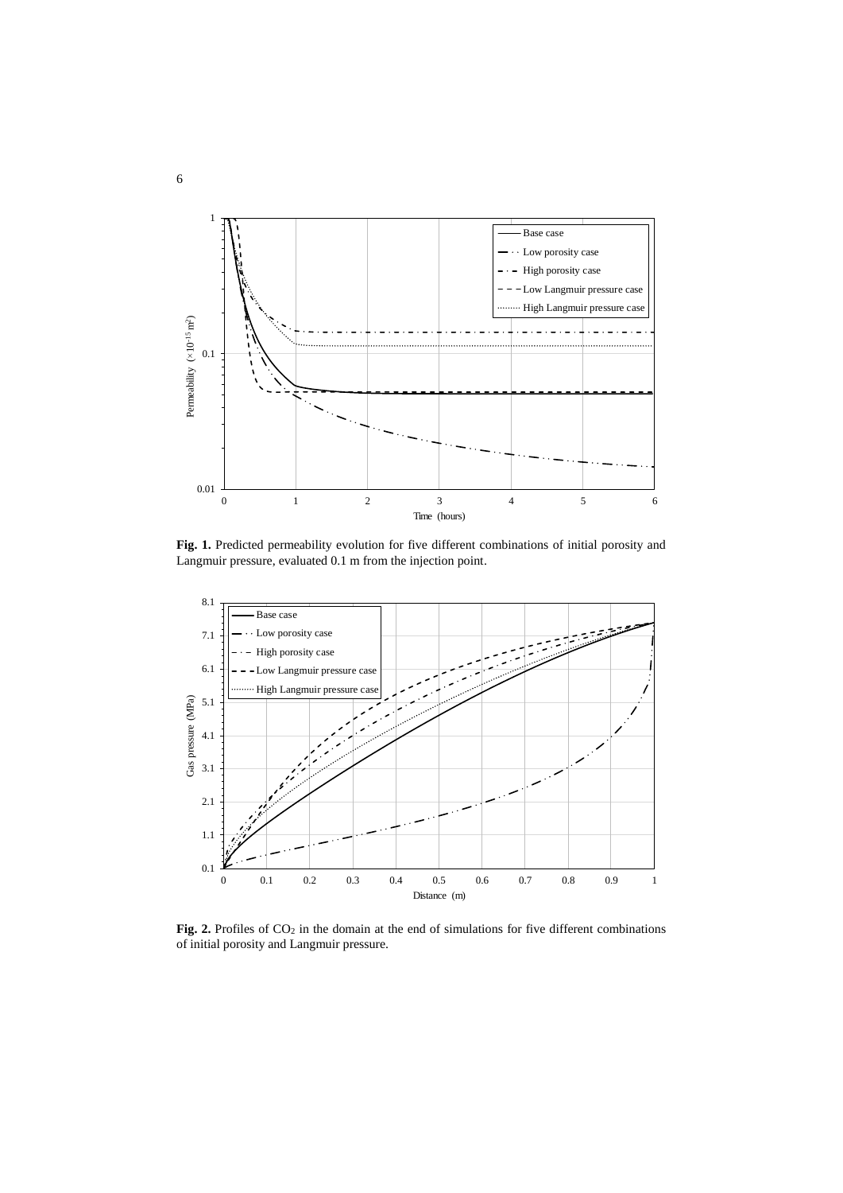**Fig. 1.** Predicted permeability evolution for five different combinations of initial porosity and Langmuir pressure, evaluated 0.1 m from the injection point.

**Fig. 2.** Profiles of $CO_2$ in the domain at the end of simulations for five different combinations of initial porosity and Langmuir pressure.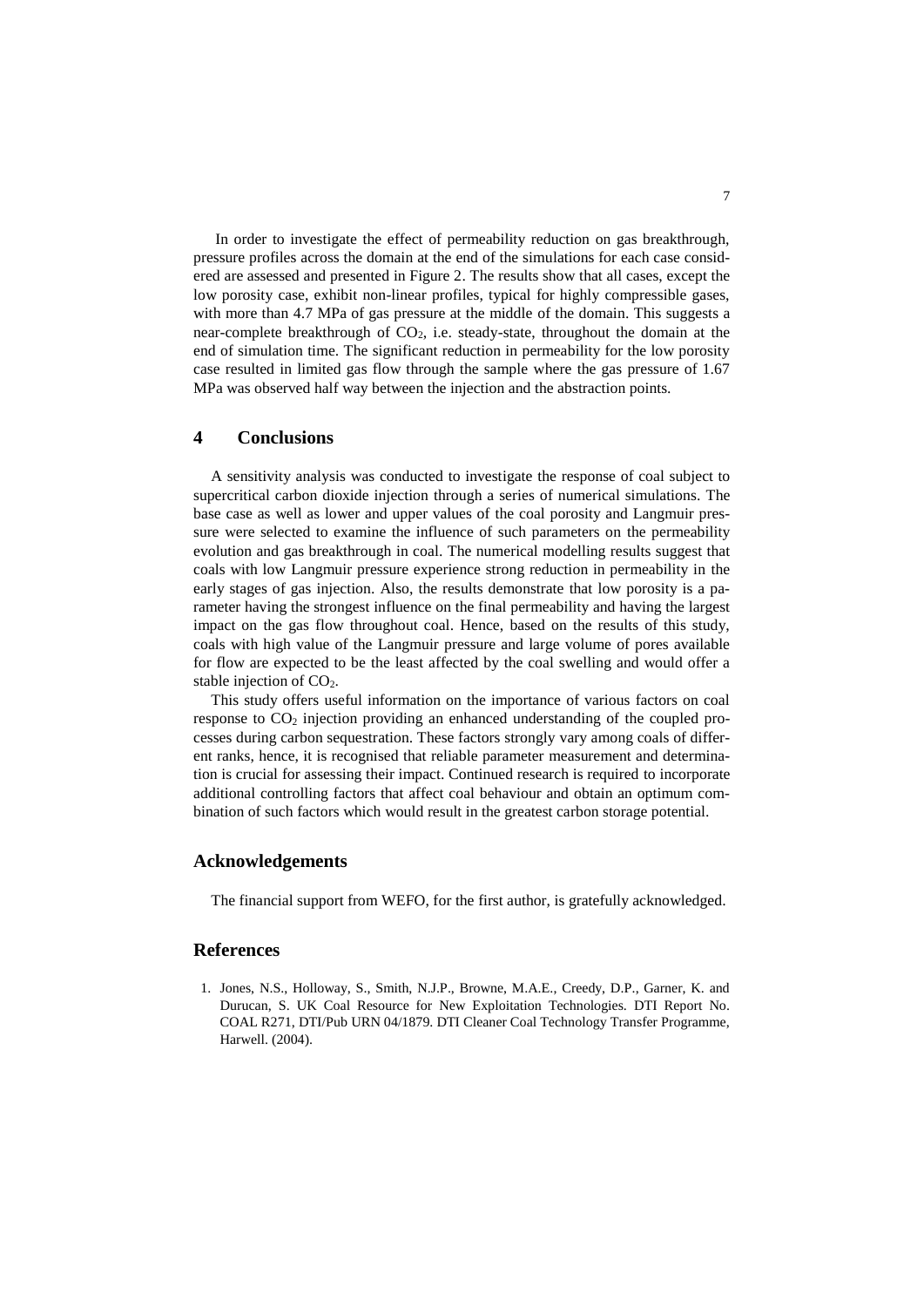In order to investigate the effect of permeability reduction on gas breakthrough, pressure profiles across the domain at the end of the simulations for each case considered are assessed and presented in Figure 2. The results show that all cases, except the low porosity case, exhibit non-linear profiles, typical for highly compressible gases, with more than 4.7 MPa of gas pressure at the middle of the domain. This suggests a near-complete breakthrough of $CO_2$, i.e. steady-state, throughout the domain at the end of simulation time. The significant reduction in permeability for the low porosity case resulted in limited gas flow through the sample where the gas pressure of 1.67 MPa was observed half way between the injection and the abstraction points.

## 4 Conclusions

A sensitivity analysis was conducted to investigate the response of coal subject to supercritical carbon dioxide injection through a series of numerical simulations. The base case as well as lower and upper values of the coal porosity and Langmuir pressure were selected to examine the influence of such parameters on the permeability evolution and gas breakthrough in coal. The numerical modelling results suggest that coals with low Langmuir pressure experience strong reduction in permeability in the early stages of gas injection. Also, the results demonstrate that low porosity is a parameter having the strongest influence on the final permeability and having the largest impact on the gas flow throughout coal. Hence, based on the results of this study, coals with high value of the Langmuir pressure and large volume of pores available for flow are expected to be the least affected by the coal swelling and would offer a stable injection of $CO_2$.

This study offers useful information on the importance of various factors on coal response to $CO_2$ injection providing an enhanced understanding of the coupled processes during carbon sequestration. These factors strongly vary among coals of different ranks, hence, it is recognised that reliable parameter measurement and determination is crucial for assessing their impact. Continued research is required to incorporate additional controlling factors that affect coal behaviour and obtain an optimum combination of such factors which would result in the greatest carbon storage potential.

## Acknowledgements

The financial support from WEFO, for the first author, is gratefully acknowledged.

## References

1. Jones, N.S., Holloway, S., Smith, N.J.P., Browne, M.A.E., Creedy, D.P., Garner, K. and Durucan, S. UK Coal Resource for New Exploitation Technologies. DTI Report No. COAL R271, DTI/Pub URN 04/1879. DTI Cleaner Coal Technology Transfer Programme, Harwell. (2004).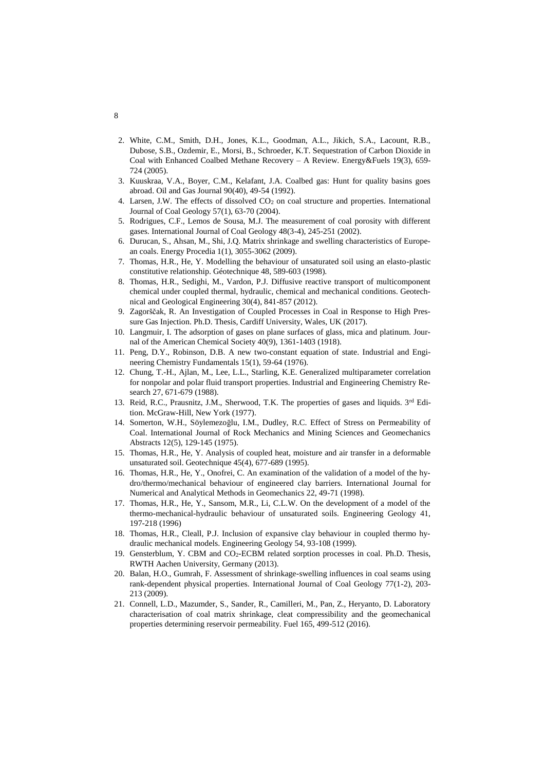2. White, C.M., Smith, D.H., Jones, K.L., Goodman, A.L., Jikich, S.A., Lacount, R.B., Dubose, S.B., Ozdemir, E., Morsi, B., Schroeder, K.T. Sequestration of Carbon Dioxide in Coal with Enhanced Coalbed Methane Recovery – A Review. Energy&Fuels 19(3), 659-724 (2005).
3. Kuuskraa, V.A., Boyer, C.M., Kelafant, J.A. Coalbed gas: Hunt for quality basins goes abroad. Oil and Gas Journal 90(40), 49-54 (1992).
4. Larsen, J.W. The effects of dissolved $CO_2$ on coal structure and properties. International Journal of Coal Geology 57(1), 63-70 (2004).
5. Rodrigues, C.F., Lemos de Sousa, M.J. The measurement of coal porosity with different gases. International Journal of Coal Geology 48(3-4), 245-251 (2002).
6. Durucan, S., Ahsan, M., Shi, J.Q. Matrix shrinkage and swelling characteristics of European coals. Energy Procedia 1(1), 3055-3062 (2009).
7. Thomas, H.R., He, Y. Modelling the behaviour of unsaturated soil using an elasto-plastic constitutive relationship. Géotechnique 48, 589-603 (1998).
8. Thomas, H.R., Sedighi, M., Vardon, P.J. Diffusive reactive transport of multicomponent chemical under coupled thermal, hydraulic, chemical and mechanical conditions. Geotechnical and Geological Engineering 30(4), 841-857 (2012).
9. Zagorščak, R. An Investigation of Coupled Processes in Coal in Response to High Pressure Gas Injection. Ph.D. Thesis, Cardiff University, Wales, UK (2017).
10. Langmuir, I. The adsorption of gases on plane surfaces of glass, mica and platinum. Journal of the American Chemical Society 40(9), 1361-1403 (1918).
11. Peng, D.Y., Robinson, D.B. A new two-constant equation of state. Industrial and Engineering Chemistry Fundamentals 15(1), 59-64 (1976).
12. Chung, T.-H., Ajlan, M., Lee, L.L., Starling, K.E. Generalized multiparameter correlation for nonpolar and polar fluid transport properties. Industrial and Engineering Chemistry Research 27, 671-679 (1988).
13. Reid, R.C., Prausnitz, J.M., Sherwood, T.K. The properties of gases and liquids. 3rd Edition. McGraw-Hill, New York (1977).
14. Somerton, W.H., Söylemezoḡlu, I.M., Dudley, R.C. Effect of Stress on Permeability of Coal. International Journal of Rock Mechanics and Mining Sciences and Geomechanics Abstracts 12(5), 129-145 (1975).
15. Thomas, H.R., He, Y. Analysis of coupled heat, moisture and air transfer in a deformable unsaturated soil. Geotechnique 45(4), 677-689 (1995).
16. Thomas, H.R., He, Y., Onofrei, C. An examination of the validation of a model of the hydro/thermo/mechanical behaviour of engineered clay barriers. International Journal for Numerical and Analytical Methods in Geomechanics 22, 49-71 (1998).
17. Thomas, H.R., He, Y., Sansom, M.R., Li, C.L.W. On the development of a model of the thermo-mechanical-hydraulic behaviour of unsaturated soils. Engineering Geology 41, 197-218 (1996)
18. Thomas, H.R., Cleall, P.J. Inclusion of expansive clay behaviour in coupled thermo hydraulic mechanical models. Engineering Geology 54, 93-108 (1999).
19. Gensterblum, Y. CBM and $CO_2$-ECBM related sorption processes in coal. Ph.D. Thesis, RWTH Aachen University, Germany (2013).
20. Balan, H.O., Gumrah, F. Assessment of shrinkage-swelling influences in coal seams using rank-dependent physical properties. International Journal of Coal Geology 77(1-2), 203-213 (2009).
21. Connell, L.D., Mazumder, S., Sander, R., Camilleri, M., Pan, Z., Heryanto, D. Laboratory characterisation of coal matrix shrinkage, cleat compressibility and the geomechanical properties determining reservoir permeability. Fuel 165, 499-512 (2016).